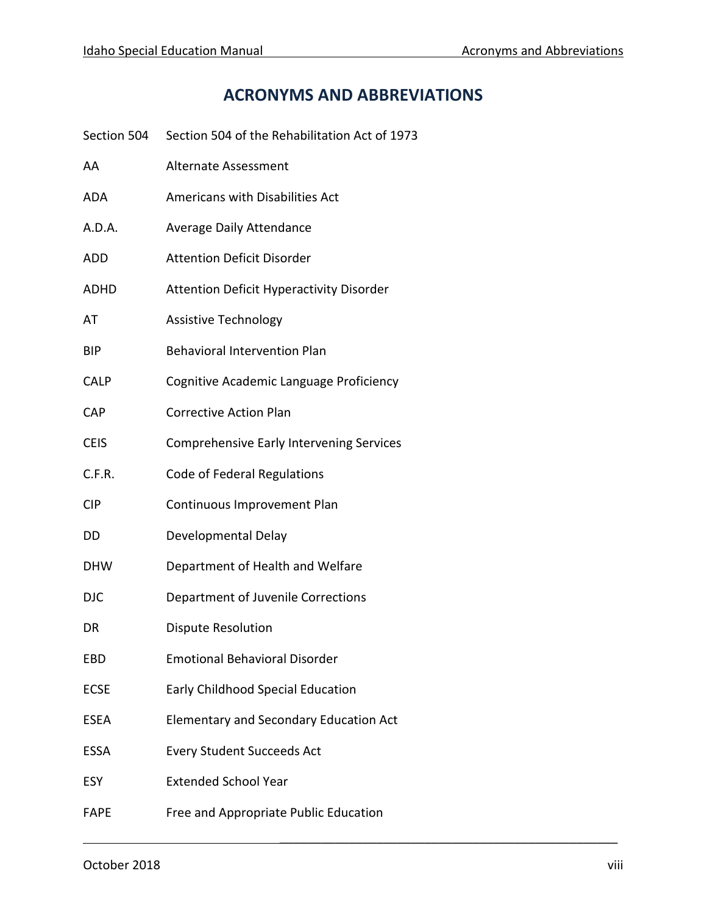# ACRONYMS AND ABBREVIATIONS

| | |
|---|---|
| Section 504 | Section 504 of the Rehabilitation Act of 1973 |
| AA | Alternate Assessment |
| ADA | Americans with Disabilities Act |
| A.D.A. | Average Daily Attendance |
| ADD | Attention Deficit Disorder |
| ADHD | Attention Deficit Hyperactivity Disorder |
| AT | Assistive Technology |
| BIP | Behavioral Intervention Plan |
| CALP | Cognitive Academic Language Proficiency |
| CAP | Corrective Action Plan |
| CEIS | Comprehensive Early Intervening Services |
| C.F.R. | Code of Federal Regulations |
| CIP | Continuous Improvement Plan |
| DD | Developmental Delay |
| DHW | Department of Health and Welfare |
| DJC | Department of Juvenile Corrections |
| DR | Dispute Resolution |
| EBD | Emotional Behavioral Disorder |
| ECSE | Early Childhood Special Education |
| ESEA | Elementary and Secondary Education Act |
| ESSA | Every Student Succeeds Act |
| ESY | Extended School Year |
| FAPE | Free and Appropriate Public Education |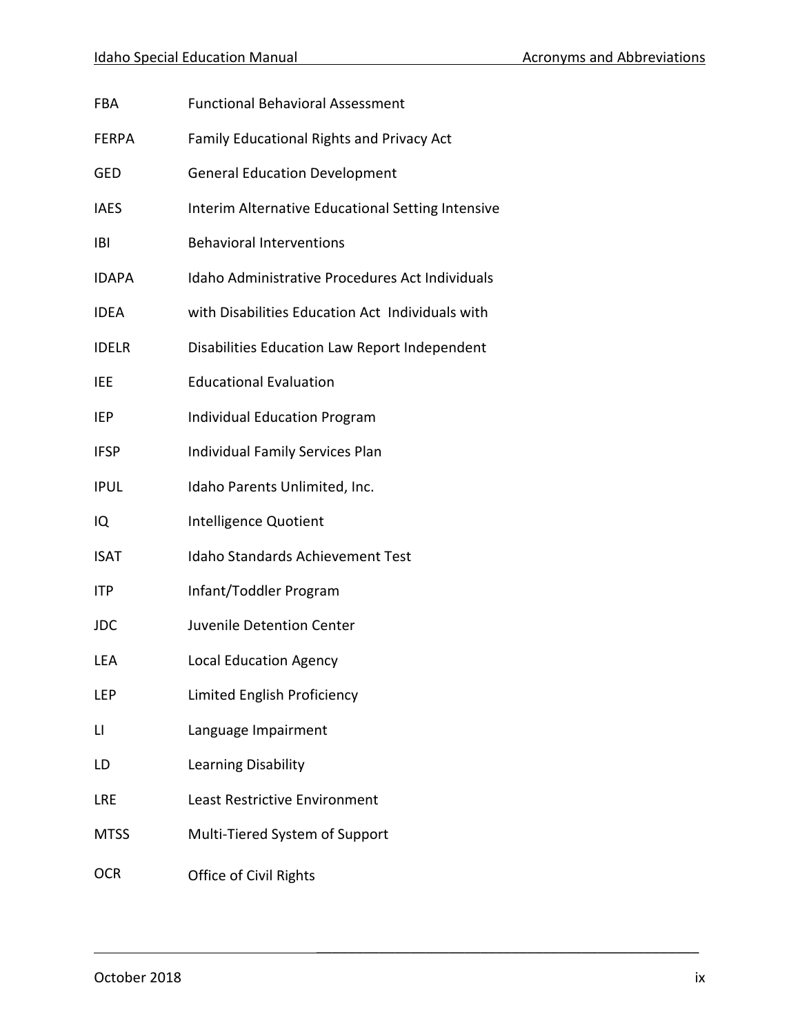FBA Functional Behavioral Assessment

FERPA Family Educational Rights and Privacy Act

GED General Education Development

IAES Interim Alternative Educational Setting Intensive

IBI Behavioral Interventions

IDAPA Idaho Administrative Procedures Act Individuals

IDEA with Disabilities Education Act Individuals with

IDELR Disabilities Education Law Report Independent

IEE Educational Evaluation

IEP Individual Education Program

IFSP Individual Family Services Plan

IPUL Idaho Parents Unlimited, Inc.

IQ Intelligence Quotient

ISAT Idaho Standards Achievement Test

ITP Infant/Toddler Program

JDC Juvenile Detention Center

LEA Local Education Agency

LEP Limited English Proficiency

LI Language Impairment

LD Learning Disability

LRE Least Restrictive Environment

MTSS Multi-Tiered System of Support

OCR Office of Civil Rights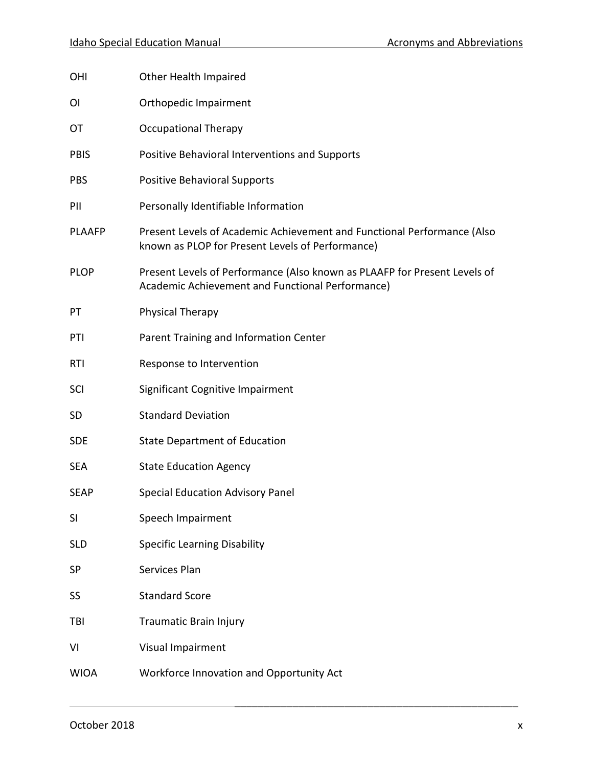| | |
|---|---|
| OHI | Other Health Impaired |
| OI | Orthopedic Impairment |
| OT | Occupational Therapy |
| PBIS | Positive Behavioral Interventions and Supports |
| PBS | Positive Behavioral Supports |
| PII | Personally Identifiable Information |
| PLAAFP | Present Levels of Academic Achievement and Functional Performance (Also known as PLOP for Present Levels of Performance) |
| PLOP | Present Levels of Performance (Also known as PLAAFP for Present Levels of Academic Achievement and Functional Performance) |
| PT | Physical Therapy |
| PTI | Parent Training and Information Center |
| RTI | Response to Intervention |
| SCI | Significant Cognitive Impairment |
| SD | Standard Deviation |
| SDE | State Department of Education |
| SEA | State Education Agency |
| SEAP | Special Education Advisory Panel |
| SI | Speech Impairment |
| SLD | Specific Learning Disability |
| SP | Services Plan |
| SS | Standard Score |
| TBI | Traumatic Brain Injury |
| VI | Visual Impairment |
| WIOA | Workforce Innovation and Opportunity Act |